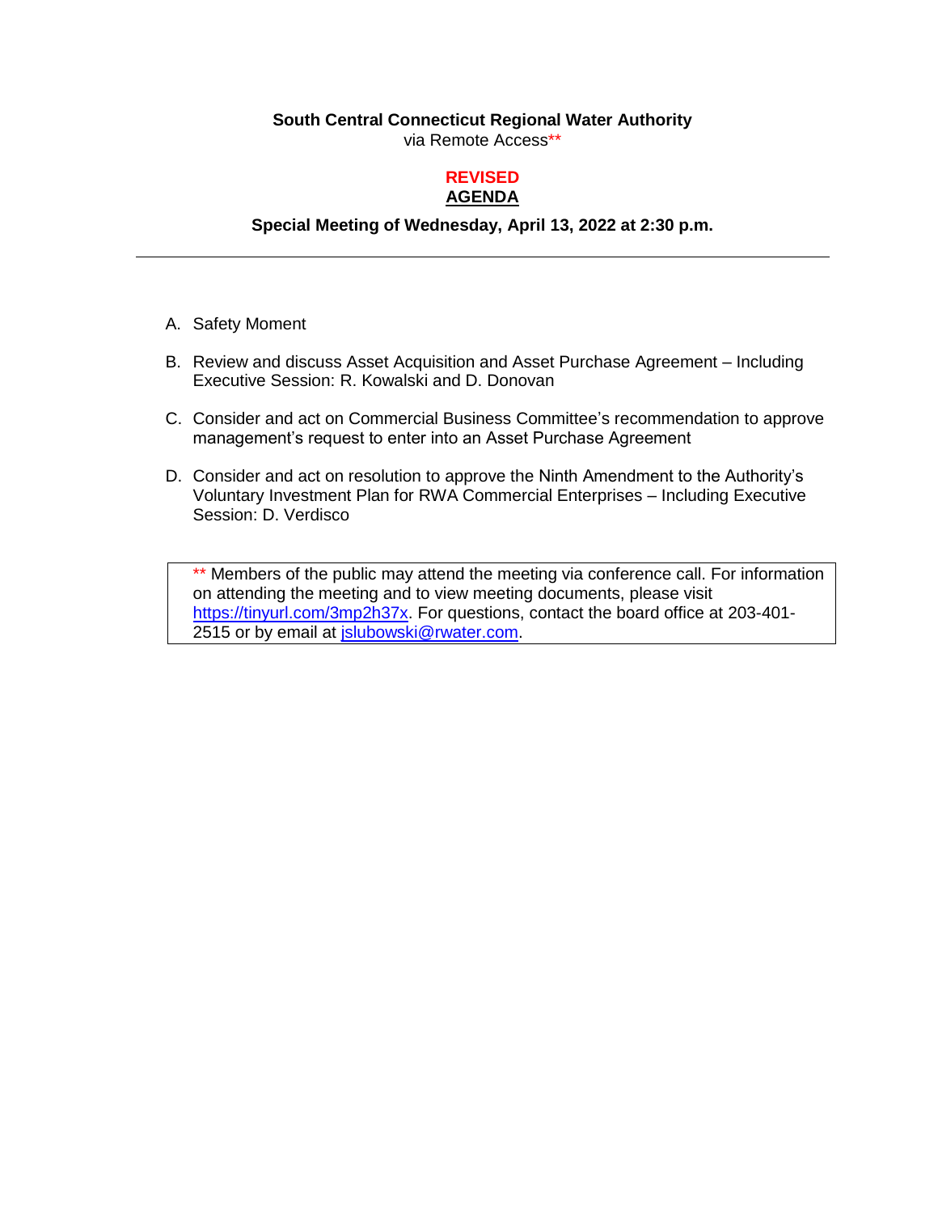**South Central Connecticut Regional Water Authority**
via Remote Access**

**REVISED**
**AGENDA**

**Special Meeting of Wednesday, April 13, 2022 at 2:30 p.m.**

---

A. Safety Moment

B. Review and discuss Asset Acquisition and Asset Purchase Agreement – Including Executive Session: R. Kowalski and D. Donovan

C. Consider and act on Commercial Business Committee's recommendation to approve management's request to enter into an Asset Purchase Agreement

D. Consider and act on resolution to approve the Ninth Amendment to the Authority's Voluntary Investment Plan for RWA Commercial Enterprises – Including Executive Session: D. Verdisco

** Members of the public may attend the meeting via conference call. For information on attending the meeting and to view meeting documents, please visit https://tinyurl.com/3mp2h37x. For questions, contact the board office at 203-401-2515 or by email at jslubowski@rwater.com.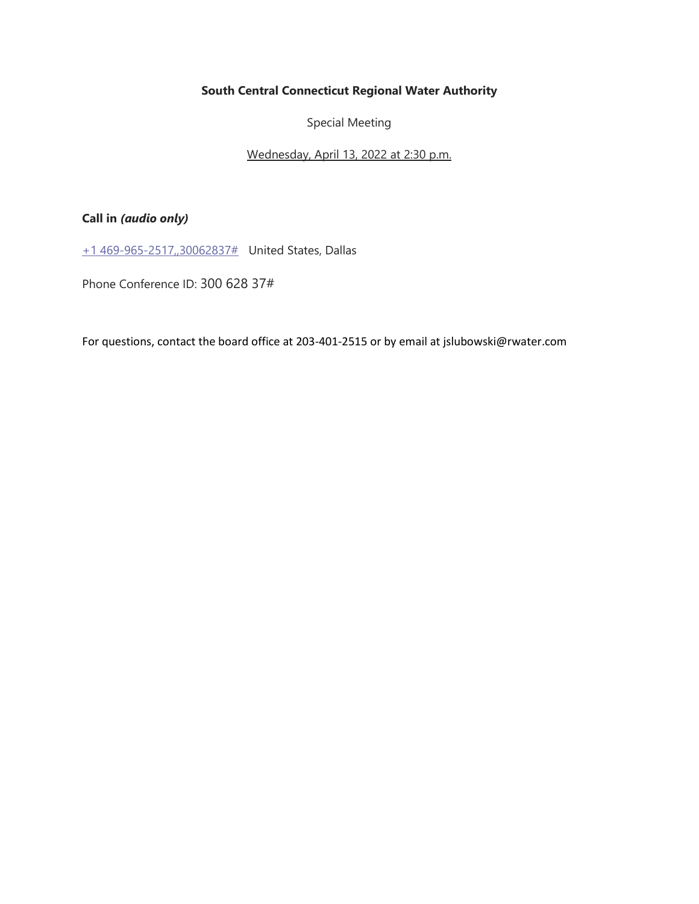**South Central Connecticut Regional Water Authority**

Special Meeting

Wednesday, April 13, 2022 at 2:30 p.m.

**Call in *(audio only)***

+1 469-965-2517,,30062837#   United States, Dallas

Phone Conference ID: 300 628 37#

For questions, contact the board office at 203-401-2515 or by email at jslubowski@rwater.com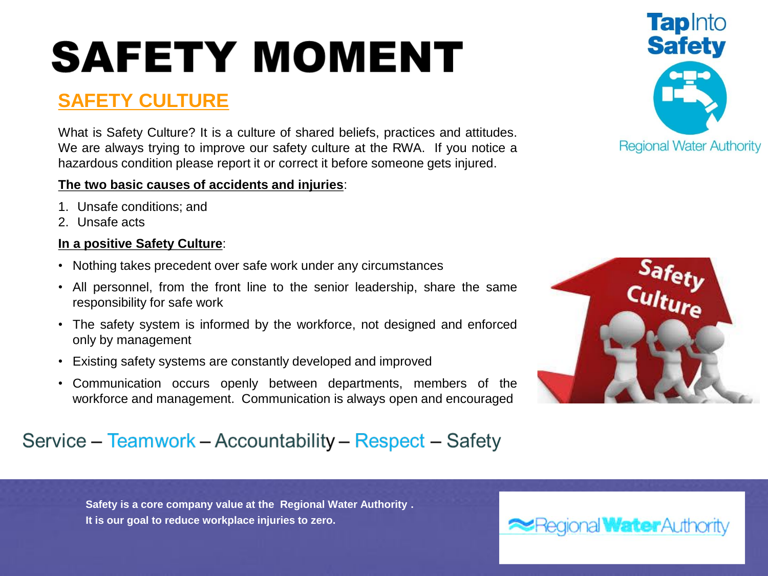# SAFETY MOMENT

## SAFETY CULTURE

What is Safety Culture? It is a culture of shared beliefs, practices and attitudes. We are always trying to improve our safety culture at the RWA. If you notice a hazardous condition please report it or correct it before someone gets injured.

**The two basic causes of accidents and injuries**:

1. Unsafe conditions; and
2. Unsafe acts

**In a positive Safety Culture**:

- Nothing takes precedent over safe work under any circumstances
- All personnel, from the front line to the senior leadership, share the same responsibility for safe work
- The safety system is informed by the workforce, not designed and enforced only by management
- Existing safety systems are constantly developed and improved
- Communication occurs openly between departments, members of the workforce and management. Communication is always open and encouraged

Service – Teamwork – Accountability – Respect – Safety

**Safety is a core company value at the Regional Water Authority .**
**It is our goal to reduce workplace injuries to zero.**